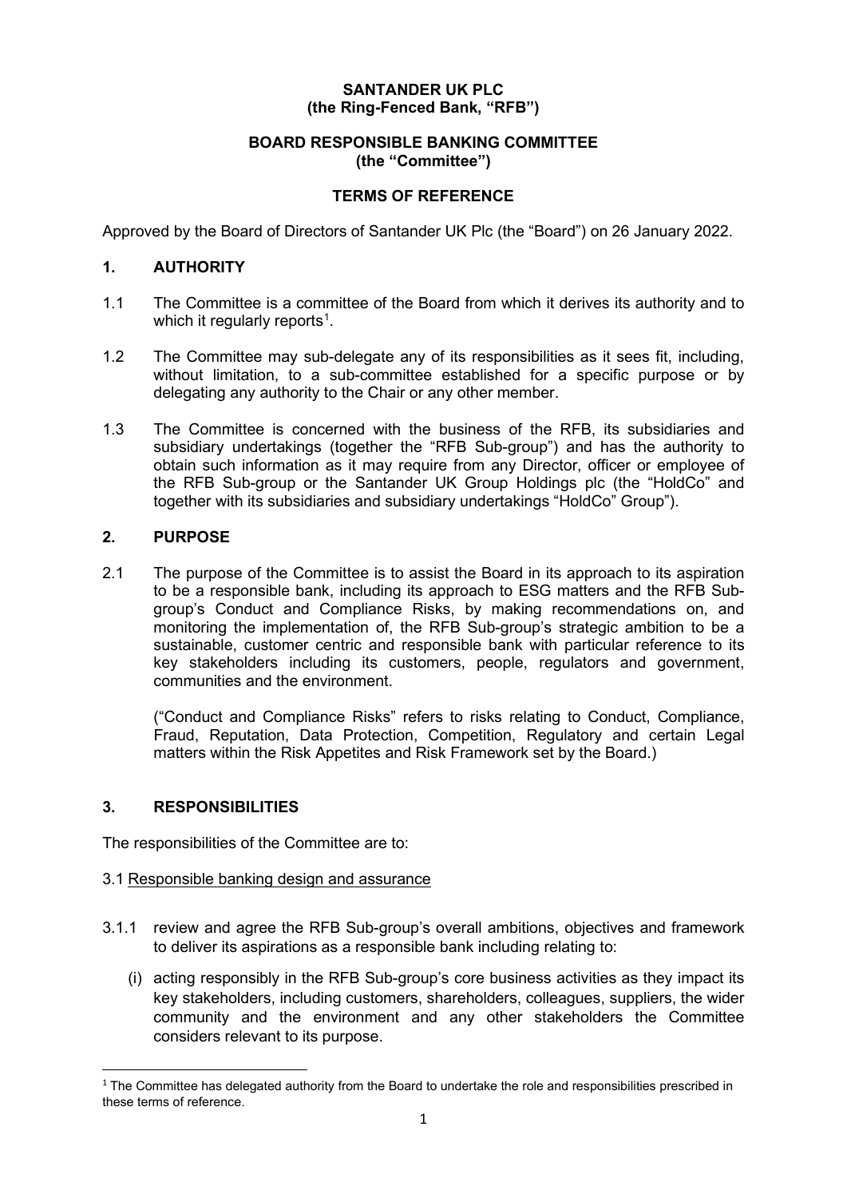**SANTANDER UK PLC**
**(the Ring-Fenced Bank, "RFB")**

**BOARD RESPONSIBLE BANKING COMMITTEE**
**(the "Committee")**

**TERMS OF REFERENCE**

Approved by the Board of Directors of Santander UK Plc (the "Board") on 26 January 2022.

## 1. AUTHORITY

1.1 The Committee is a committee of the Board from which it derives its authority and to which it regularly reports[1].

1.2 The Committee may sub-delegate any of its responsibilities as it sees fit, including, without limitation, to a sub-committee established for a specific purpose or by delegating any authority to the Chair or any other member.

1.3 The Committee is concerned with the business of the RFB, its subsidiaries and subsidiary undertakings (together the "RFB Sub-group") and has the authority to obtain such information as it may require from any Director, officer or employee of the RFB Sub-group or the Santander UK Group Holdings plc (the "HoldCo" and together with its subsidiaries and subsidiary undertakings "HoldCo" Group").

## 2. PURPOSE

2.1 The purpose of the Committee is to assist the Board in its approach to its aspiration to be a responsible bank, including its approach to ESG matters and the RFB Sub-group's Conduct and Compliance Risks, by making recommendations on, and monitoring the implementation of, the RFB Sub-group's strategic ambition to be a sustainable, customer centric and responsible bank with particular reference to its key stakeholders including its customers, people, regulators and government, communities and the environment.

("Conduct and Compliance Risks" refers to risks relating to Conduct, Compliance, Fraud, Reputation, Data Protection, Competition, Regulatory and certain Legal matters within the Risk Appetites and Risk Framework set by the Board.)

## 3. RESPONSIBILITIES

The responsibilities of the Committee are to:

3.1 Responsible banking design and assurance

3.1.1 review and agree the RFB Sub-group's overall ambitions, objectives and framework to deliver its aspirations as a responsible bank including relating to:

(i) acting responsibly in the RFB Sub-group's core business activities as they impact its key stakeholders, including customers, shareholders, colleagues, suppliers, the wider community and the environment and any other stakeholders the Committee considers relevant to its purpose.

---

[1] The Committee has delegated authority from the Board to undertake the role and responsibilities prescribed in these terms of reference.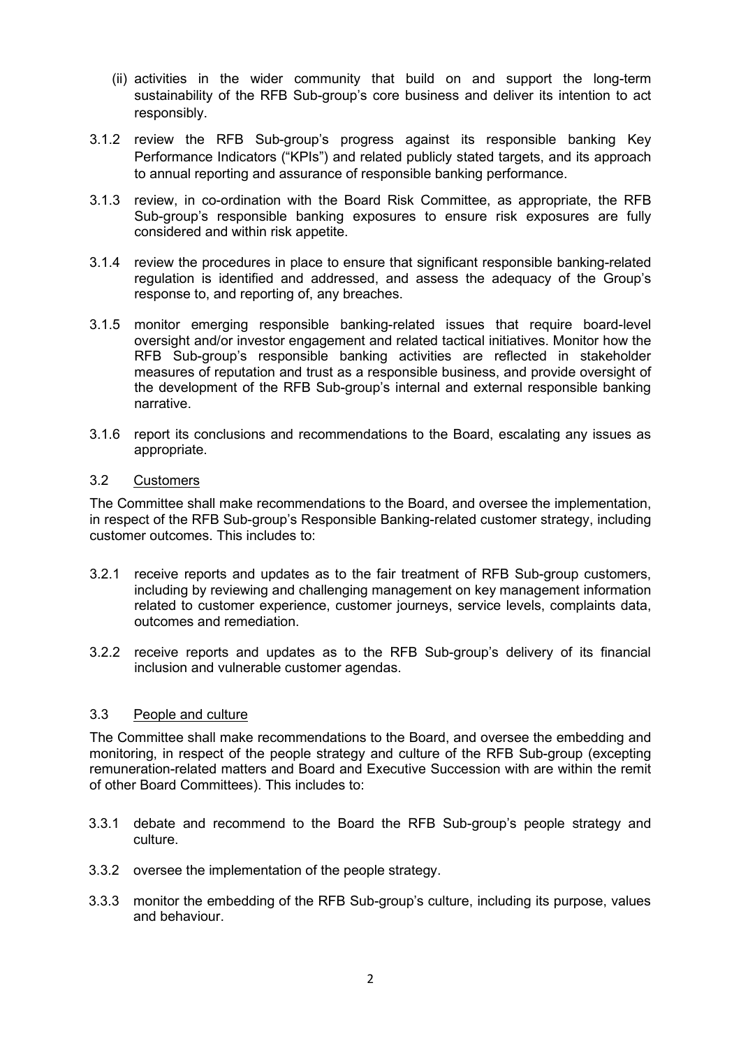(ii) activities in the wider community that build on and support the long-term sustainability of the RFB Sub-group's core business and deliver its intention to act responsibly.

3.1.2 review the RFB Sub-group's progress against its responsible banking Key Performance Indicators ("KPIs") and related publicly stated targets, and its approach to annual reporting and assurance of responsible banking performance.

3.1.3 review, in co-ordination with the Board Risk Committee, as appropriate, the RFB Sub-group's responsible banking exposures to ensure risk exposures are fully considered and within risk appetite.

3.1.4 review the procedures in place to ensure that significant responsible banking-related regulation is identified and addressed, and assess the adequacy of the Group's response to, and reporting of, any breaches.

3.1.5 monitor emerging responsible banking-related issues that require board-level oversight and/or investor engagement and related tactical initiatives. Monitor how the RFB Sub-group's responsible banking activities are reflected in stakeholder measures of reputation and trust as a responsible business, and provide oversight of the development of the RFB Sub-group's internal and external responsible banking narrative.

3.1.6 report its conclusions and recommendations to the Board, escalating any issues as appropriate.

## 3.2 Customers

The Committee shall make recommendations to the Board, and oversee the implementation, in respect of the RFB Sub-group's Responsible Banking-related customer strategy, including customer outcomes. This includes to:

3.2.1 receive reports and updates as to the fair treatment of RFB Sub-group customers, including by reviewing and challenging management on key management information related to customer experience, customer journeys, service levels, complaints data, outcomes and remediation.

3.2.2 receive reports and updates as to the RFB Sub-group's delivery of its financial inclusion and vulnerable customer agendas.

## 3.3 People and culture

The Committee shall make recommendations to the Board, and oversee the embedding and monitoring, in respect of the people strategy and culture of the RFB Sub-group (excepting remuneration-related matters and Board and Executive Succession with are within the remit of other Board Committees). This includes to:

3.3.1 debate and recommend to the Board the RFB Sub-group's people strategy and culture.

3.3.2 oversee the implementation of the people strategy.

3.3.3 monitor the embedding of the RFB Sub-group's culture, including its purpose, values and behaviour.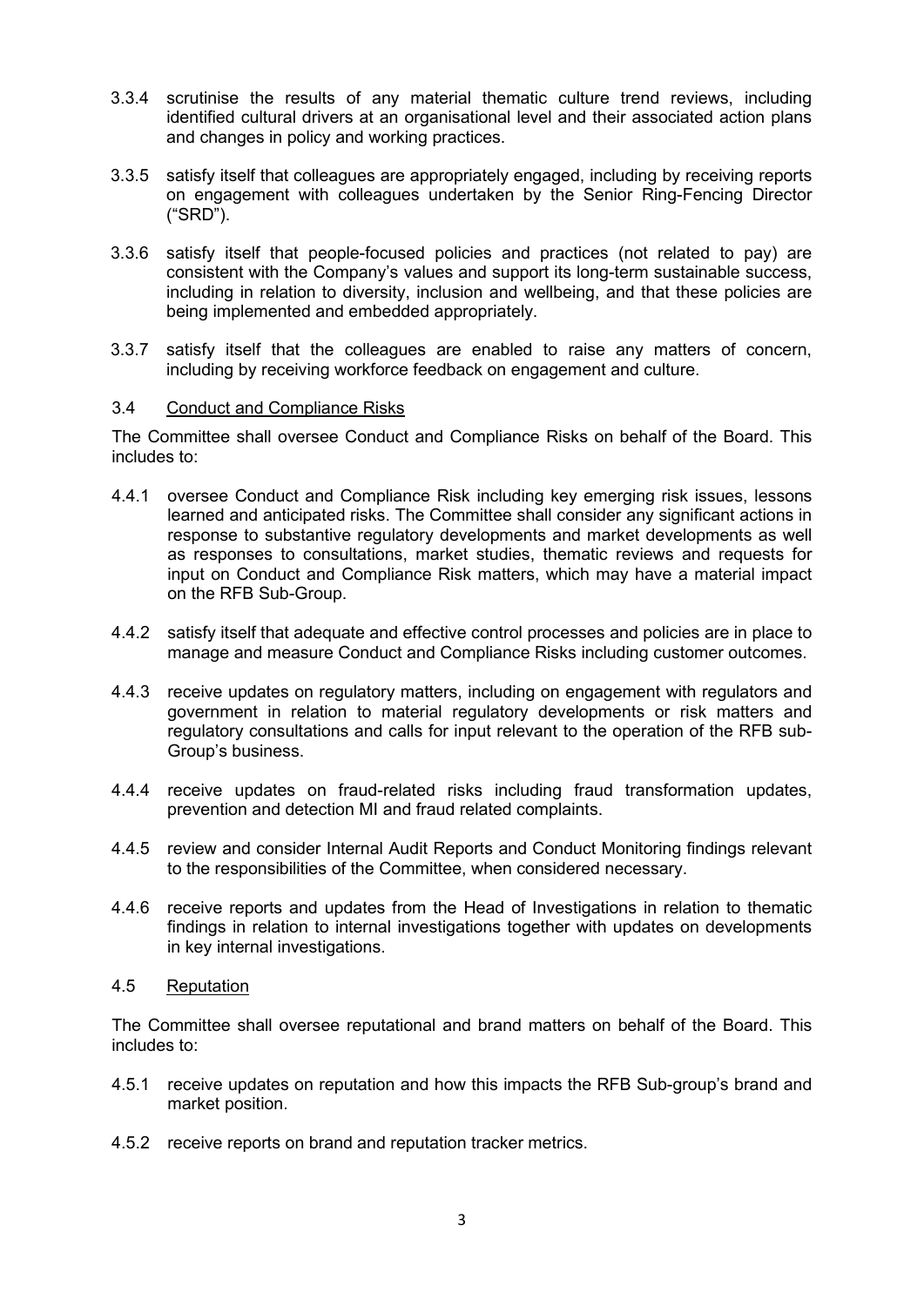3.3.4 scrutinise the results of any material thematic culture trend reviews, including identified cultural drivers at an organisational level and their associated action plans and changes in policy and working practices.

3.3.5 satisfy itself that colleagues are appropriately engaged, including by receiving reports on engagement with colleagues undertaken by the Senior Ring-Fencing Director ("SRD").

3.3.6 satisfy itself that people-focused policies and practices (not related to pay) are consistent with the Company's values and support its long-term sustainable success, including in relation to diversity, inclusion and wellbeing, and that these policies are being implemented and embedded appropriately.

3.3.7 satisfy itself that the colleagues are enabled to raise any matters of concern, including by receiving workforce feedback on engagement and culture.

3.4 <u>Conduct and Compliance Risks</u>

The Committee shall oversee Conduct and Compliance Risks on behalf of the Board. This includes to:

4.4.1 oversee Conduct and Compliance Risk including key emerging risk issues, lessons learned and anticipated risks. The Committee shall consider any significant actions in response to substantive regulatory developments and market developments as well as responses to consultations, market studies, thematic reviews and requests for input on Conduct and Compliance Risk matters, which may have a material impact on the RFB Sub-Group.

4.4.2 satisfy itself that adequate and effective control processes and policies are in place to manage and measure Conduct and Compliance Risks including customer outcomes.

4.4.3 receive updates on regulatory matters, including on engagement with regulators and government in relation to material regulatory developments or risk matters and regulatory consultations and calls for input relevant to the operation of the RFB sub-Group's business.

4.4.4 receive updates on fraud-related risks including fraud transformation updates, prevention and detection MI and fraud related complaints.

4.4.5 review and consider Internal Audit Reports and Conduct Monitoring findings relevant to the responsibilities of the Committee, when considered necessary.

4.4.6 receive reports and updates from the Head of Investigations in relation to thematic findings in relation to internal investigations together with updates on developments in key internal investigations.

4.5 <u>Reputation</u>

The Committee shall oversee reputational and brand matters on behalf of the Board. This includes to:

4.5.1 receive updates on reputation and how this impacts the RFB Sub-group's brand and market position.

4.5.2 receive reports on brand and reputation tracker metrics.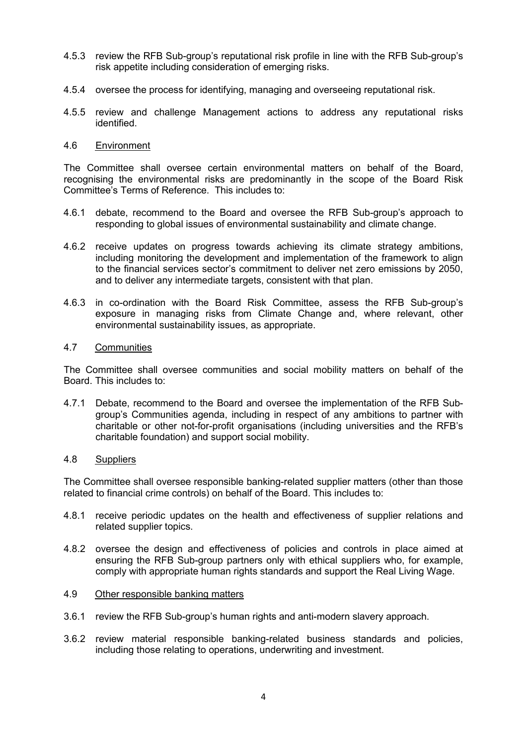4.5.3 review the RFB Sub-group's reputational risk profile in line with the RFB Sub-group's risk appetite including consideration of emerging risks.

4.5.4 oversee the process for identifying, managing and overseeing reputational risk.

4.5.5 review and challenge Management actions to address any reputational risks identified.

4.6 <u>Environment</u>

The Committee shall oversee certain environmental matters on behalf of the Board, recognising the environmental risks are predominantly in the scope of the Board Risk Committee's Terms of Reference. This includes to:

4.6.1 debate, recommend to the Board and oversee the RFB Sub-group's approach to responding to global issues of environmental sustainability and climate change.

4.6.2 receive updates on progress towards achieving its climate strategy ambitions, including monitoring the development and implementation of the framework to align to the financial services sector's commitment to deliver net zero emissions by 2050, and to deliver any intermediate targets, consistent with that plan.

4.6.3 in co-ordination with the Board Risk Committee, assess the RFB Sub-group's exposure in managing risks from Climate Change and, where relevant, other environmental sustainability issues, as appropriate.

4.7 <u>Communities</u>

The Committee shall oversee communities and social mobility matters on behalf of the Board. This includes to:

4.7.1 Debate, recommend to the Board and oversee the implementation of the RFB Sub-group's Communities agenda, including in respect of any ambitions to partner with charitable or other not-for-profit organisations (including universities and the RFB's charitable foundation) and support social mobility.

4.8 <u>Suppliers</u>

The Committee shall oversee responsible banking-related supplier matters (other than those related to financial crime controls) on behalf of the Board. This includes to:

4.8.1 receive periodic updates on the health and effectiveness of supplier relations and related supplier topics.

4.8.2 oversee the design and effectiveness of policies and controls in place aimed at ensuring the RFB Sub-group partners only with ethical suppliers who, for example, comply with appropriate human rights standards and support the Real Living Wage.

4.9 <u>Other responsible banking matters</u>

3.6.1 review the RFB Sub-group's human rights and anti-modern slavery approach.

3.6.2 review material responsible banking-related business standards and policies, including those relating to operations, underwriting and investment.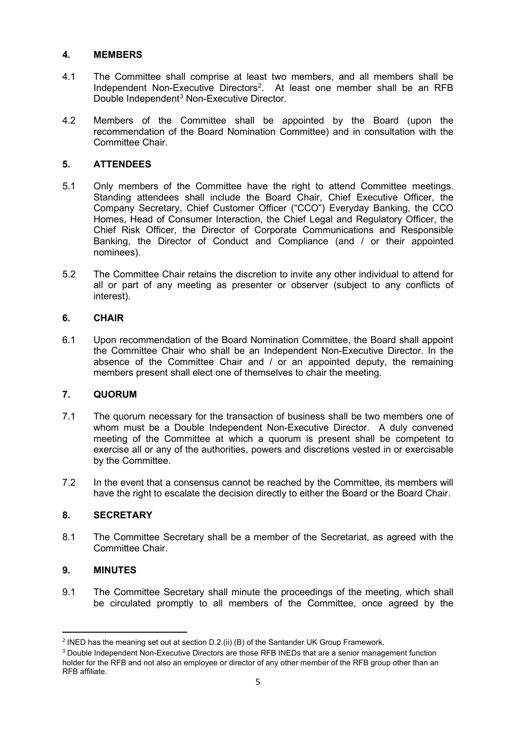## 4. MEMBERS

4.1 The Committee shall comprise at least two members, and all members shall be Independent Non-Executive Directors[2]. At least one member shall be an RFB Double Independent[3] Non-Executive Director.

4.2 Members of the Committee shall be appointed by the Board (upon the recommendation of the Board Nomination Committee) and in consultation with the Committee Chair.

## 5. ATTENDEES

5.1 Only members of the Committee have the right to attend Committee meetings. Standing attendees shall include the Board Chair, Chief Executive Officer, the Company Secretary, Chief Customer Officer ("CCO") Everyday Banking, the CCO Homes, Head of Consumer Interaction, the Chief Legal and Regulatory Officer, the Chief Risk Officer, the Director of Corporate Communications and Responsible Banking, the Director of Conduct and Compliance (and / or their appointed nominees).

5.2 The Committee Chair retains the discretion to invite any other individual to attend for all or part of any meeting as presenter or observer (subject to any conflicts of interest).

## 6. CHAIR

6.1 Upon recommendation of the Board Nomination Committee, the Board shall appoint the Committee Chair who shall be an Independent Non-Executive Director. In the absence of the Committee Chair and / or an appointed deputy, the remaining members present shall elect one of themselves to chair the meeting.

## 7. QUORUM

7.1 The quorum necessary for the transaction of business shall be two members one of whom must be a Double Independent Non-Executive Director. A duly convened meeting of the Committee at which a quorum is present shall be competent to exercise all or any of the authorities, powers and discretions vested in or exercisable by the Committee.

7.2 In the event that a consensus cannot be reached by the Committee, its members will have the right to escalate the decision directly to either the Board or the Board Chair.

## 8. SECRETARY

8.1 The Committee Secretary shall be a member of the Secretariat, as agreed with the Committee Chair.

## 9. MINUTES

9.1 The Committee Secretary shall minute the proceedings of the meeting, which shall be circulated promptly to all members of the Committee, once agreed by the

---

[2] INED has the meaning set out at section D.2.(ii) (B) of the Santander UK Group Framework.

[3] Double Independent Non-Executive Directors are those RFB INEDs that are a senior management function holder for the RFB and not also an employee or director of any other member of the RFB group other than an RFB affiliate.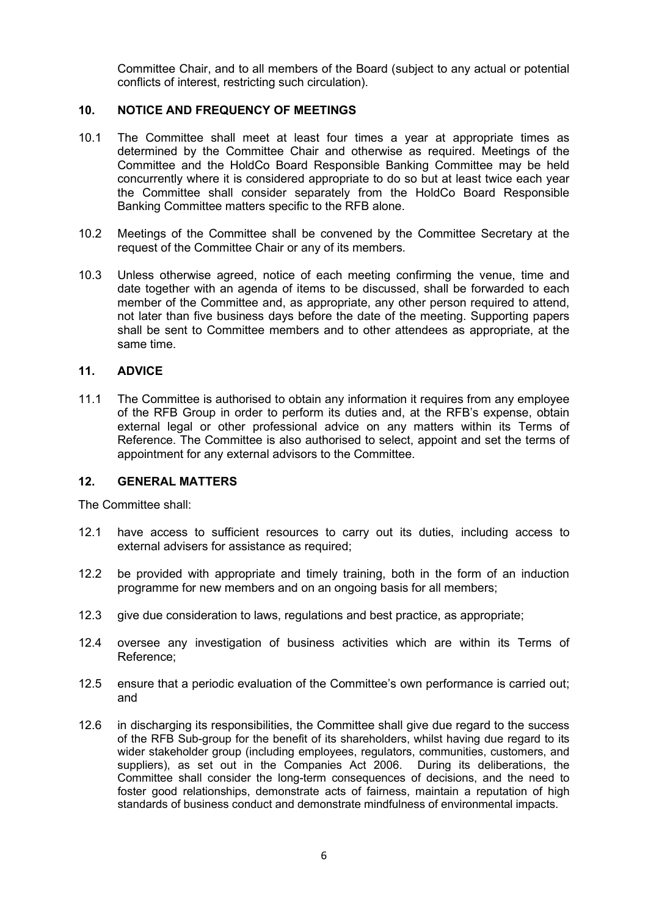Committee Chair, and to all members of the Board (subject to any actual or potential conflicts of interest, restricting such circulation).

## 10. NOTICE AND FREQUENCY OF MEETINGS

10.1 The Committee shall meet at least four times a year at appropriate times as determined by the Committee Chair and otherwise as required. Meetings of the Committee and the HoldCo Board Responsible Banking Committee may be held concurrently where it is considered appropriate to do so but at least twice each year the Committee shall consider separately from the HoldCo Board Responsible Banking Committee matters specific to the RFB alone.

10.2 Meetings of the Committee shall be convened by the Committee Secretary at the request of the Committee Chair or any of its members.

10.3 Unless otherwise agreed, notice of each meeting confirming the venue, time and date together with an agenda of items to be discussed, shall be forwarded to each member of the Committee and, as appropriate, any other person required to attend, not later than five business days before the date of the meeting. Supporting papers shall be sent to Committee members and to other attendees as appropriate, at the same time.

## 11. ADVICE

11.1 The Committee is authorised to obtain any information it requires from any employee of the RFB Group in order to perform its duties and, at the RFB's expense, obtain external legal or other professional advice on any matters within its Terms of Reference. The Committee is also authorised to select, appoint and set the terms of appointment for any external advisors to the Committee.

## 12. GENERAL MATTERS

The Committee shall:

12.1 have access to sufficient resources to carry out its duties, including access to external advisers for assistance as required;

12.2 be provided with appropriate and timely training, both in the form of an induction programme for new members and on an ongoing basis for all members;

12.3 give due consideration to laws, regulations and best practice, as appropriate;

12.4 oversee any investigation of business activities which are within its Terms of Reference;

12.5 ensure that a periodic evaluation of the Committee's own performance is carried out; and

12.6 in discharging its responsibilities, the Committee shall give due regard to the success of the RFB Sub-group for the benefit of its shareholders, whilst having due regard to its wider stakeholder group (including employees, regulators, communities, customers, and suppliers), as set out in the Companies Act 2006. During its deliberations, the Committee shall consider the long-term consequences of decisions, and the need to foster good relationships, demonstrate acts of fairness, maintain a reputation of high standards of business conduct and demonstrate mindfulness of environmental impacts.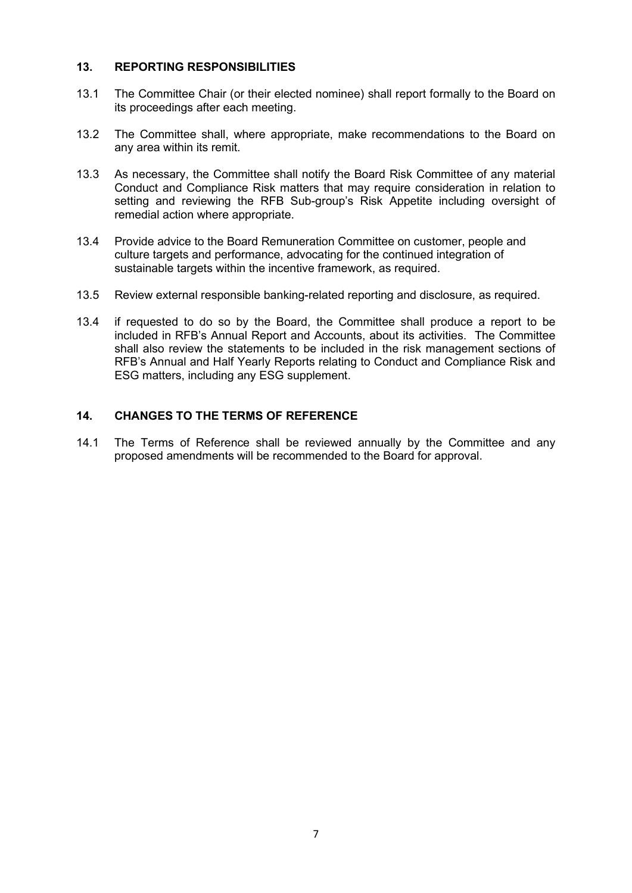## 13. REPORTING RESPONSIBILITIES

13.1 The Committee Chair (or their elected nominee) shall report formally to the Board on its proceedings after each meeting.

13.2 The Committee shall, where appropriate, make recommendations to the Board on any area within its remit.

13.3 As necessary, the Committee shall notify the Board Risk Committee of any material Conduct and Compliance Risk matters that may require consideration in relation to setting and reviewing the RFB Sub-group's Risk Appetite including oversight of remedial action where appropriate.

13.4 Provide advice to the Board Remuneration Committee on customer, people and culture targets and performance, advocating for the continued integration of sustainable targets within the incentive framework, as required.

13.5 Review external responsible banking-related reporting and disclosure, as required.

13.4 if requested to do so by the Board, the Committee shall produce a report to be included in RFB's Annual Report and Accounts, about its activities. The Committee shall also review the statements to be included in the risk management sections of RFB's Annual and Half Yearly Reports relating to Conduct and Compliance Risk and ESG matters, including any ESG supplement.

## 14. CHANGES TO THE TERMS OF REFERENCE

14.1 The Terms of Reference shall be reviewed annually by the Committee and any proposed amendments will be recommended to the Board for approval.